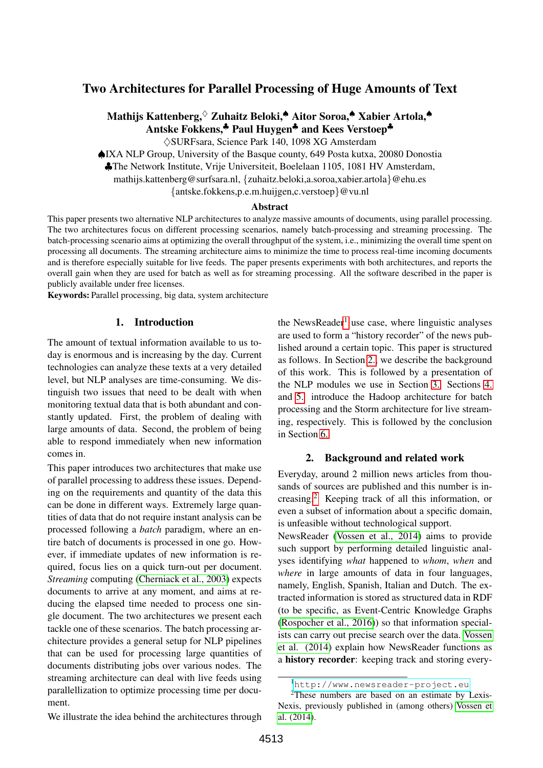# Two Architectures for Parallel Processing of Huge Amounts of Text

**Mathijs Kattenberg,**[♢] **Zuhaitz Beloki,**[♠] **Aitor Soroa,**[♠] **Xabier Artola,**[♠]
**Antske Fokkens,**[♣] **Paul Huygen**[♣] **and Kees Verstoep**[♣]

♢SURFsara, Science Park 140, 1098 XG Amsterdam
♠IXA NLP Group, University of the Basque county, 649 Posta kutxa, 20080 Donostia
♣The Network Institute, Vrije Universiteit, Boelelaan 1105, 1081 HV Amsterdam,
mathijs.kattenberg@surfsara.nl, {zuhaitz.beloki,a.soroa,xabier.artola}@ehu.es
{antske.fokkens,p.e.m.huijgen,c.verstoep}@vu.nl

## Abstract

This paper presents two alternative NLP architectures to analyze massive amounts of documents, using parallel processing. The two architectures focus on different processing scenarios, namely batch-processing and streaming processing. The batch-processing scenario aims at optimizing the overall throughput of the system, i.e., minimizing the overall time spent on processing all documents. The streaming architecture aims to minimize the time to process real-time incoming documents and is therefore especially suitable for live feeds. The paper presents experiments with both architectures, and reports the overall gain when they are used for batch as well as for streaming processing. All the software described in the paper is publicly available under free licenses.

**Keywords:** Parallel processing, big data, system architecture

## 1. Introduction

The amount of textual information available to us today is enormous and is increasing by the day. Current technologies can analyze these texts at a very detailed level, but NLP analyses are time-consuming. We distinguish two issues that need to be dealt with when monitoring textual data that is both abundant and constantly updated. First, the problem of dealing with large amounts of data. Second, the problem of being able to respond immediately when new information comes in.

This paper introduces two architectures that make use of parallel processing to address these issues. Depending on the requirements and quantity of the data this can be done in different ways. Extremely large quantities of data that do not require instant analysis can be processed following a *batch* paradigm, where an entire batch of documents is processed in one go. However, if immediate updates of new information is required, focus lies on a quick turn-out per document. *Streaming* computing (Cherniack et al., 2003) expects documents to arrive at any moment, and aims at reducing the elapsed time needed to process one single document. The two architectures we present each tackle one of these scenarios. The batch processing architecture provides a general setup for NLP pipelines that can be used for processing large quantities of documents distributing jobs over various nodes. The streaming architecture can deal with live feeds using parallelization to optimize processing time per document.

We illustrate the idea behind the architectures through the NewsReader[1] use case, where linguistic analyses are used to form a "history recorder" of the news published around a certain topic. This paper is structured as follows. In Section 2., we describe the background of this work. This is followed by a presentation of the NLP modules we use in Section 3. Sections 4. and 5. introduce the Hadoop architecture for batch processing and the Storm architecture for live streaming, respectively. This is followed by the conclusion in Section 6.

## 2. Background and related work

Everyday, around 2 million news articles from thousands of sources are published and this number is increasing.[2] Keeping track of all this information, or even a subset of information about a specific domain, is unfeasible without technological support.

NewsReader (Vossen et al., 2014) aims to provide such support by performing detailed linguistic analyses identifying *what* happened to *whom*, *when* and *where* in large amounts of data in four languages, namely, English, Spanish, Italian and Dutch. The extracted information is stored as structured data in RDF (to be specific, as Event-Centric Knowledge Graphs (Rospocher et al., 2016)) so that information specialists can carry out precise search over the data. Vossen et al. (2014) explain how NewsReader functions as a **history recorder**: keeping track and storing every-

[1] http://www.newsreader-project.eu

[2] These numbers are based on an estimate by LexisNexis, previously published in (among others) Vossen et al. (2014).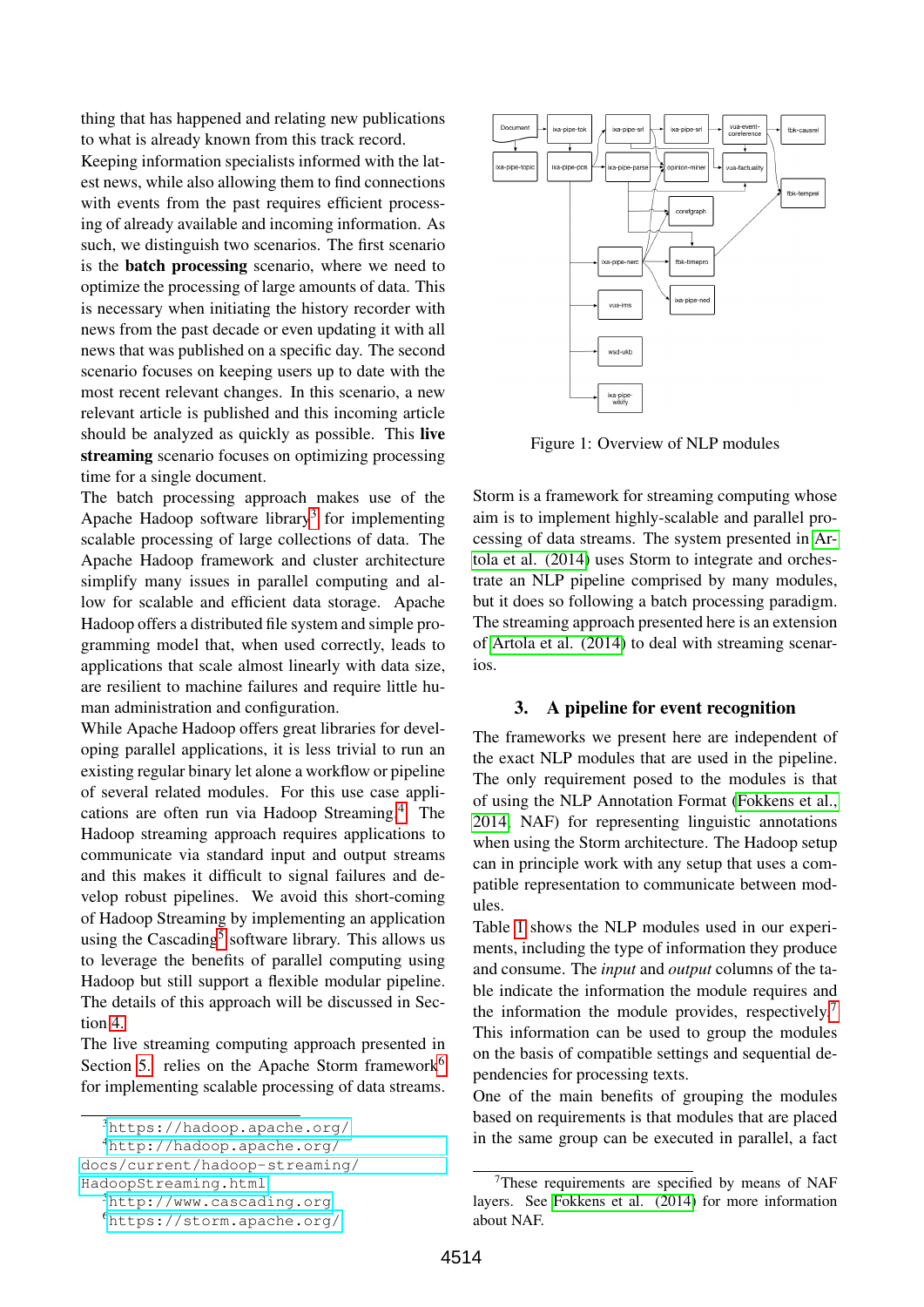thing that has happened and relating new publications to what is already known from this track record.

Keeping information specialists informed with the latest news, while also allowing them to find connections with events from the past requires efficient processing of already available and incoming information. As such, we distinguish two scenarios. The first scenario is the **batch processing** scenario, where we need to optimize the processing of large amounts of data. This is necessary when initiating the history recorder with news from the past decade or even updating it with all news that was published on a specific day. The second scenario focuses on keeping users up to date with the most recent relevant changes. In this scenario, a new relevant article is published and this incoming article should be analyzed as quickly as possible. This **live streaming** scenario focuses on optimizing processing time for a single document.

The batch processing approach makes use of the Apache Hadoop software library[3] for implementing scalable processing of large collections of data. The Apache Hadoop framework and cluster architecture simplify many issues in parallel computing and allow for scalable and efficient data storage. Apache Hadoop offers a distributed file system and simple programming model that, when used correctly, leads to applications that scale almost linearly with data size, are resilient to machine failures and require little human administration and configuration.

While Apache Hadoop offers great libraries for developing parallel applications, it is less trivial to run an existing regular binary let alone a workflow or pipeline of several related modules. For this use case applications are often run via Hadoop Streaming.[4] The Hadoop streaming approach requires applications to communicate via standard input and output streams and this makes it difficult to signal failures and develop robust pipelines. We avoid this short-coming of Hadoop Streaming by implementing an application using the Cascading[5] software library. This allows us to leverage the benefits of parallel computing using Hadoop but still support a flexible modular pipeline. The details of this approach will be discussed in Section 4.

The live streaming computing approach presented in Section 5. relies on the Apache Storm framework[6] for implementing scalable processing of data streams.

[3] https://hadoop.apache.org/

[4] http://hadoop.apache.org/docs/current/hadoop-streaming/HadoopStreaming.html

[5] http://www.cascading.org

[6] https://storm.apache.org/

Figure 1: Overview of NLP modules

Storm is a framework for streaming computing whose aim is to implement highly-scalable and parallel processing of data streams. The system presented in Artola et al. (2014) uses Storm to integrate and orchestrate an NLP pipeline comprised by many modules, but it does so following a batch processing paradigm. The streaming approach presented here is an extension of Artola et al. (2014) to deal with streaming scenarios.

## 3. A pipeline for event recognition

The frameworks we present here are independent of the exact NLP modules that are used in the pipeline. The only requirement posed to the modules is that of using the NLP Annotation Format (Fokkens et al., 2014, NAF) for representing linguistic annotations when using the Storm architecture. The Hadoop setup can in principle work with any setup that uses a compatible representation to communicate between modules.

Table 1 shows the NLP modules used in our experiments, including the type of information they produce and consume. The *input* and *output* columns of the table indicate the information the module requires and the information the module provides, respectively.[7] This information can be used to group the modules on the basis of compatible settings and sequential dependencies for processing texts.

One of the main benefits of grouping the modules based on requirements is that modules that are placed in the same group can be executed in parallel, a fact

[7] These requirements are specified by means of NAF layers. See Fokkens et al. (2014) for more information about NAF.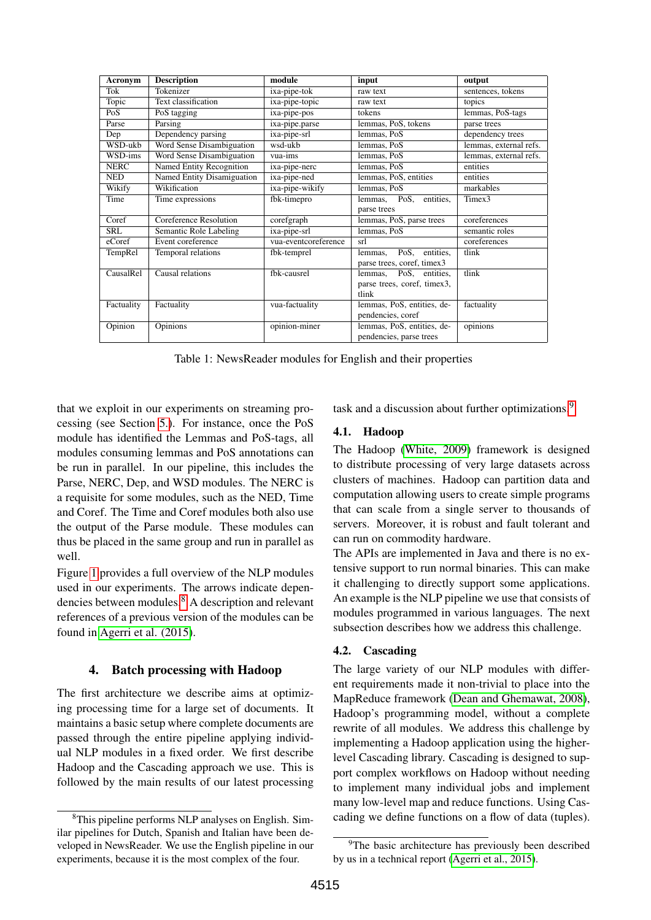| Acronym | Description | module | input | output |
|---|---|---|---|---|
| Tok | Tokenizer | ixa-pipe-tok | raw text | sentences, tokens |
| Topic | Text classification | ixa-pipe-topic | raw text | topics |
| PoS | PoS tagging | ixa-pipe-pos | tokens | lemmas, PoS-tags |
| Parse | Parsing | ixa-pipe.parse | lemmas, PoS, tokens | parse trees |
| Dep | Dependency parsing | ixa-pipe-srl | lemmas, PoS | dependency trees |
| WSD-ukb | Word Sense Disambiguation | wsd-ukb | lemmas, PoS | lemmas, external refs. |
| WSD-ims | Word Sense Disambiguation | vua-ims | lemmas, PoS | lemmas, external refs. |
| NERC | Named Entity Recognition | ixa-pipe-nerc | lemmas, PoS | entities |
| NED | Named Entity Disamiguation | ixa-pipe-ned | lemmas, PoS, entities | entities |
| Wikify | Wikification | ixa-pipe-wikify | lemmas, PoS | markables |
| Time | Time expressions | fbk-timepro | lemmas, PoS, entities, parse trees | Timex3 |
| Coref | Coreference Resolution | corefgraph | lemmas, PoS, parse trees | coreferences |
| SRL | Semantic Role Labeling | ixa-pipe-srl | lemmas, PoS | semantic roles |
| eCoref | Event coreference | vua-eventcoreference | srl | coreferences |
| TempRel | Temporal relations | fbk-temprel | lemmas, PoS, entities, parse trees, coref, timex3 | tlink |
| CausalRel | Causal relations | fbk-causrel | lemmas, PoS, entities, parse trees, coref, timex3, tlink | tlink |
| Factuality | Factuality | vua-factuality | lemmas, PoS, entities, dependencies, coref | factuality |
| Opinion | Opinions | opinion-miner | lemmas, PoS, entities, dependencies, parse trees | opinions |

Table 1: NewsReader modules for English and their properties

that we exploit in our experiments on streaming processing (see Section 5.). For instance, once the PoS module has identified the Lemmas and PoS-tags, all modules consuming lemmas and PoS annotations can be run in parallel. In our pipeline, this includes the Parse, NERC, Dep, and WSD modules. The NERC is a requisite for some modules, such as the NED, Time and Coref. The Time and Coref modules both also use the output of the Parse module. These modules can thus be placed in the same group and run in parallel as well.

Figure 1 provides a full overview of the NLP modules used in our experiments. The arrows indicate dependencies between modules.[8] A description and relevant references of a previous version of the modules can be found in Agerri et al. (2015).

## 4. Batch processing with Hadoop

The first architecture we describe aims at optimizing processing time for a large set of documents. It maintains a basic setup where complete documents are passed through the entire pipeline applying individual NLP modules in a fixed order. We first describe Hadoop and the Cascading approach we use. This is followed by the main results of our latest processing task and a discussion about further optimizations.[9]

### 4.1. Hadoop

The Hadoop (White, 2009) framework is designed to distribute processing of very large datasets across clusters of machines. Hadoop can partition data and computation allowing users to create simple programs that can scale from a single server to thousands of servers. Moreover, it is robust and fault tolerant and can run on commodity hardware.

The APIs are implemented in Java and there is no extensive support to run normal binaries. This can make it challenging to directly support some applications. An example is the NLP pipeline we use that consists of modules programmed in various languages. The next subsection describes how we address this challenge.

### 4.2. Cascading

The large variety of our NLP modules with different requirements made it non-trivial to place into the MapReduce framework (Dean and Ghemawat, 2008), Hadoop's programming model, without a complete rewrite of all modules. We address this challenge by implementing a Hadoop application using the higher-level Cascading library. Cascading is designed to support complex workflows on Hadoop without needing to implement many individual jobs and implement many low-level map and reduce functions. Using Cascading we define functions on a flow of data (tuples).

[8] This pipeline performs NLP analyses on English. Similar pipelines for Dutch, Spanish and Italian have been developed in NewsReader. We use the English pipeline in our experiments, because it is the most complex of the four.

[9] The basic architecture has previously been described by us in a technical report (Agerri et al., 2015).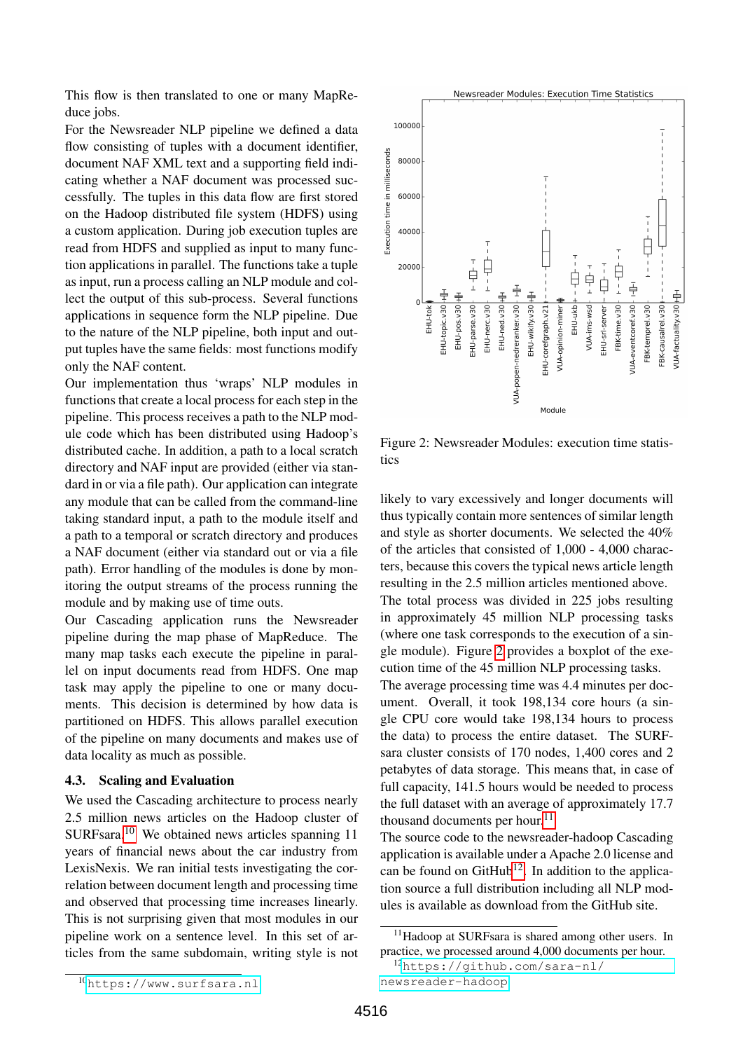This flow is then translated to one or many MapReduce jobs.

For the Newsreader NLP pipeline we defined a data flow consisting of tuples with a document identifier, document NAF XML text and a supporting field indicating whether a NAF document was processed successfully. The tuples in this data flow are first stored on the Hadoop distributed file system (HDFS) using a custom application. During job execution tuples are read from HDFS and supplied as input to many function applications in parallel. The functions take a tuple as input, run a process calling an NLP module and collect the output of this sub-process. Several functions applications in sequence form the NLP pipeline. Due to the nature of the NLP pipeline, both input and output tuples have the same fields: most functions modify only the NAF content.

Our implementation thus 'wraps' NLP modules in functions that create a local process for each step in the pipeline. This process receives a path to the NLP module code which has been distributed using Hadoop's distributed cache. In addition, a path to a local scratch directory and NAF input are provided (either via standard in or via a file path). Our application can integrate any module that can be called from the command-line taking standard input, a path to the module itself and a path to a temporal or scratch directory and produces a NAF document (either via standard out or via a file path). Error handling of the modules is done by monitoring the output streams of the process running the module and by making use of time outs.

Our Cascading application runs the Newsreader pipeline during the map phase of MapReduce. The many map tasks each execute the pipeline in parallel on input documents read from HDFS. One map task may apply the pipeline to one or many documents. This decision is determined by how data is partitioned on HDFS. This allows parallel execution of the pipeline on many documents and makes use of data locality as much as possible.

### 4.3. Scaling and Evaluation

We used the Cascading architecture to process nearly 2.5 million news articles on the Hadoop cluster of SURFsara.[10] We obtained news articles spanning 11 years of financial news about the car industry from LexisNexis. We ran initial tests investigating the correlation between document length and processing time and observed that processing time increases linearly. This is not surprising given that most modules in our pipeline work on a sentence level. In this set of articles from the same subdomain, writing style is not likely to vary excessively and longer documents will thus typically contain more sentences of similar length and style as shorter documents. We selected the 40% of the articles that consisted of 1,000 - 4,000 characters, because this covers the typical news article length resulting in the 2.5 million articles mentioned above.

The total process was divided in 225 jobs resulting in approximately 45 million NLP processing tasks (where one task corresponds to the execution of a single module). Figure 2 provides a boxplot of the execution time of the 45 million NLP processing tasks.

The average processing time was 4.4 minutes per document. Overall, it took 198,134 core hours (a single CPU core would take 198,134 hours to process the data) to process the entire dataset. The SURFsara cluster consists of 170 nodes, 1,400 cores and 2 petabytes of data storage. This means that, in case of full capacity, 141.5 hours would be needed to process the full dataset with an average of approximately 17.7 thousand documents per hour.[11]

The source code to the newsreader-hadoop Cascading application is available under a Apache 2.0 license and can be found on GitHub[12]. In addition to the application source a full distribution including all NLP modules is available as download from the GitHub site.

Figure 2: Newsreader Modules: execution time statistics

[10] https://www.surfsara.nl

[11] Hadoop at SURFsara is shared among other users. In practice, we processed around 4,000 documents per hour.

[12] https://github.com/sara-nl/newsreader-hadoop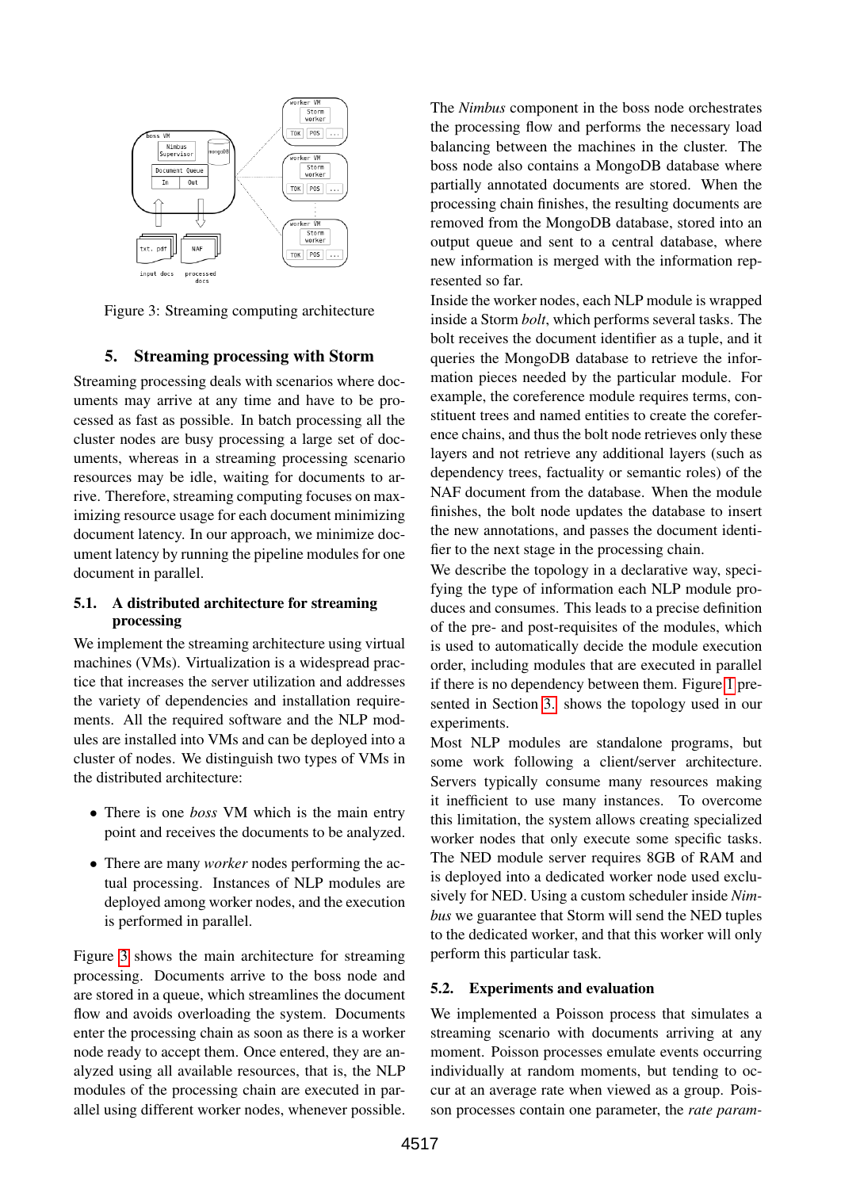Figure 3: Streaming computing architecture

## 5. Streaming processing with Storm

Streaming processing deals with scenarios where documents may arrive at any time and have to be processed as fast as possible. In batch processing all the cluster nodes are busy processing a large set of documents, whereas in a streaming processing scenario resources may be idle, waiting for documents to arrive. Therefore, streaming computing focuses on maximizing resource usage for each document minimizing document latency. In our approach, we minimize document latency by running the pipeline modules for one document in parallel.

### 5.1. A distributed architecture for streaming processing

We implement the streaming architecture using virtual machines (VMs). Virtualization is a widespread practice that increases the server utilization and addresses the variety of dependencies and installation requirements. All the required software and the NLP modules are installed into VMs and can be deployed into a cluster of nodes. We distinguish two types of VMs in the distributed architecture:

- There is one *boss* VM which is the main entry point and receives the documents to be analyzed.
- There are many *worker* nodes performing the actual processing. Instances of NLP modules are deployed among worker nodes, and the execution is performed in parallel.

Figure 3 shows the main architecture for streaming processing. Documents arrive to the boss node and are stored in a queue, which streamlines the document flow and avoids overloading the system. Documents enter the processing chain as soon as there is a worker node ready to accept them. Once entered, they are analyzed using all available resources, that is, the NLP modules of the processing chain are executed in parallel using different worker nodes, whenever possible.

The *Nimbus* component in the boss node orchestrates the processing flow and performs the necessary load balancing between the machines in the cluster. The boss node also contains a MongoDB database where partially annotated documents are stored. When the processing chain finishes, the resulting documents are removed from the MongoDB database, stored into an output queue and sent to a central database, where new information is merged with the information represented so far.

Inside the worker nodes, each NLP module is wrapped inside a Storm *bolt*, which performs several tasks. The bolt receives the document identifier as a tuple, and it queries the MongoDB database to retrieve the information pieces needed by the particular module. For example, the coreference module requires terms, constituent trees and named entities to create the coreference chains, and thus the bolt node retrieves only these layers and not retrieve any additional layers (such as dependency trees, factuality or semantic roles) of the NAF document from the database. When the module finishes, the bolt node updates the database to insert the new annotations, and passes the document identifier to the next stage in the processing chain.

We describe the topology in a declarative way, specifying the type of information each NLP module produces and consumes. This leads to a precise definition of the pre- and post-requisites of the modules, which is used to automatically decide the module execution order, including modules that are executed in parallel if there is no dependency between them. Figure 1 presented in Section 3. shows the topology used in our experiments.

Most NLP modules are standalone programs, but some work following a client/server architecture. Servers typically consume many resources making it inefficient to use many instances. To overcome this limitation, the system allows creating specialized worker nodes that only execute some specific tasks. The NED module server requires 8GB of RAM and is deployed into a dedicated worker node used exclusively for NED. Using a custom scheduler inside *Nimbus* we guarantee that Storm will send the NED tuples to the dedicated worker, and that this worker will only perform this particular task.

### 5.2. Experiments and evaluation

We implemented a Poisson process that simulates a streaming scenario with documents arriving at any moment. Poisson processes emulate events occurring individually at random moments, but tending to occur at an average rate when viewed as a group. Poisson processes contain one parameter, the *rate param-*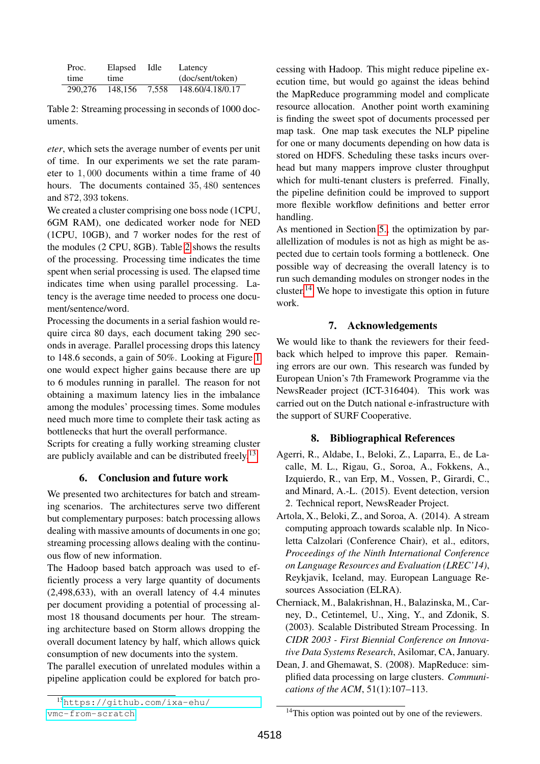| Proc. time | Elapsed time | Idle | Latency (doc/sent/token) |
|---|---|---|---|
| 290,276 | 148,156 | 7,558 | 148.60/4.18/0.17 |

Table 2: Streaming processing in seconds of 1000 documents.

*eter*, which sets the average number of events per unit of time. In our experiments we set the rate parameter to $1,000$ documents within a time frame of 40 hours. The documents contained $35,480$ sentences and $872,393$ tokens.

We created a cluster comprising one boss node (1CPU, 6GM RAM), one dedicated worker node for NED (1CPU, 10GB), and 7 worker nodes for the rest of the modules (2 CPU, 8GB). Table 2 shows the results of the processing. Processing time indicates the time spent when serial processing is used. The elapsed time indicates time when using parallel processing. Latency is the average time needed to process one document/sentence/word.

Processing the documents in a serial fashion would require circa 80 days, each document taking 290 seconds in average. Parallel processing drops this latency to 148.6 seconds, a gain of 50%. Looking at Figure 1 one would expect higher gains because there are up to 6 modules running in parallel. The reason for not obtaining a maximum latency lies in the imbalance among the modules' processing times. Some modules need much more time to complete their task acting as bottlenecks that hurt the overall performance.

Scripts for creating a fully working streaming cluster are publicly available and can be distributed freely.[13]

## 6. Conclusion and future work

We presented two architectures for batch and streaming scenarios. The architectures serve two different but complementary purposes: batch processing allows dealing with massive amounts of documents in one go; streaming processing allows dealing with the continuous flow of new information.

The Hadoop based batch approach was used to efficiently process a very large quantity of documents (2,498,633), with an overall latency of 4.4 minutes per document providing a potential of processing almost 18 thousand documents per hour. The streaming architecture based on Storm allows dropping the overall document latency by half, which allows quick consumption of new documents into the system.

The parallel execution of unrelated modules within a pipeline application could be explored for batch processing with Hadoop. This might reduce pipeline execution time, but would go against the ideas behind the MapReduce programming model and complicate resource allocation. Another point worth examining is finding the sweet spot of documents processed per map task. One map task executes the NLP pipeline for one or many documents depending on how data is stored on HDFS. Scheduling these tasks incurs overhead but many mappers improve cluster throughput which for multi-tenant clusters is preferred. Finally, the pipeline definition could be improved to support more flexible workflow definitions and better error handling.

As mentioned in Section 5., the optimization by parallellization of modules is not as high as might be aspected due to certain tools forming a bottleneck. One possible way of decreasing the overall latency is to run such demanding modules on stronger nodes in the cluster.[14] We hope to investigate this option in future work.

## 7. Acknowledgements

We would like to thank the reviewers for their feedback which helped to improve this paper. Remaining errors are our own. This research was funded by European Union's 7th Framework Programme via the NewsReader project (ICT-316404). This work was carried out on the Dutch national e-infrastructure with the support of SURF Cooperative.

## 8. Bibliographical References

Agerri, R., Aldabe, I., Beloki, Z., Laparra, E., de Lacalle, M. L., Rigau, G., Soroa, A., Fokkens, A., Izquierdo, R., van Erp, M., Vossen, P., Girardi, C., and Minard, A.-L. (2015). Event detection, version 2. Technical report, NewsReader Project.

Artola, X., Beloki, Z., and Soroa, A. (2014). A stream computing approach towards scalable nlp. In Nicoletta Calzolari (Conference Chair), et al., editors, *Proceedings of the Ninth International Conference on Language Resources and Evaluation (LREC'14)*, Reykjavik, Iceland, may. European Language Resources Association (ELRA).

Cherniack, M., Balakrishnan, H., Balazinska, M., Carney, D., Cetintemel, U., Xing, Y., and Zdonik, S. (2003). Scalable Distributed Stream Processing. In *CIDR 2003 - First Biennial Conference on Innovative Data Systems Research*, Asilomar, CA, January.

Dean, J. and Ghemawat, S. (2008). MapReduce: simplified data processing on large clusters. *Communications of the ACM*, 51(1):107–113.

[13] https://github.com/ixa-ehu/vmc-from-scratch

[14] This option was pointed out by one of the reviewers.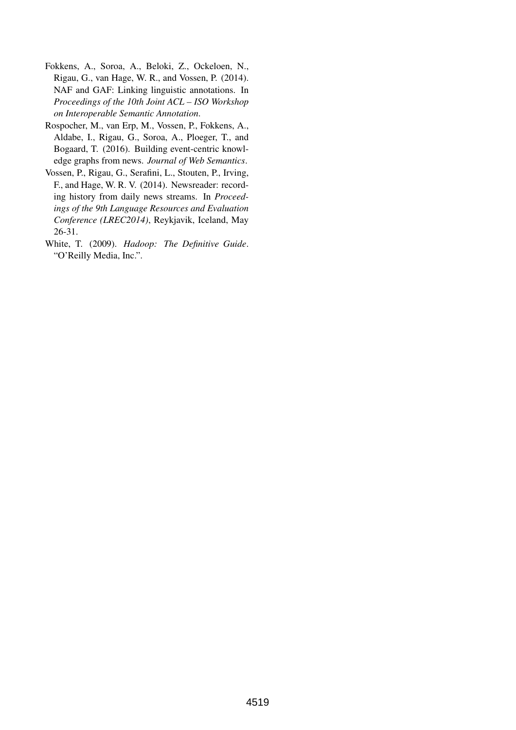Fokkens, A., Soroa, A., Beloki, Z., Ockeloen, N., Rigau, G., van Hage, W. R., and Vossen, P. (2014). NAF and GAF: Linking linguistic annotations. In *Proceedings of the 10th Joint ACL – ISO Workshop on Interoperable Semantic Annotation*.

Rospocher, M., van Erp, M., Vossen, P., Fokkens, A., Aldabe, I., Rigau, G., Soroa, A., Ploeger, T., and Bogaard, T. (2016). Building event-centric knowledge graphs from news. *Journal of Web Semantics*.

Vossen, P., Rigau, G., Serafini, L., Stouten, P., Irving, F., and Hage, W. R. V. (2014). Newsreader: recording history from daily news streams. In *Proceedings of the 9th Language Resources and Evaluation Conference (LREC2014)*, Reykjavik, Iceland, May 26-31.

White, T. (2009). *Hadoop: The Definitive Guide*. "O'Reilly Media, Inc.".